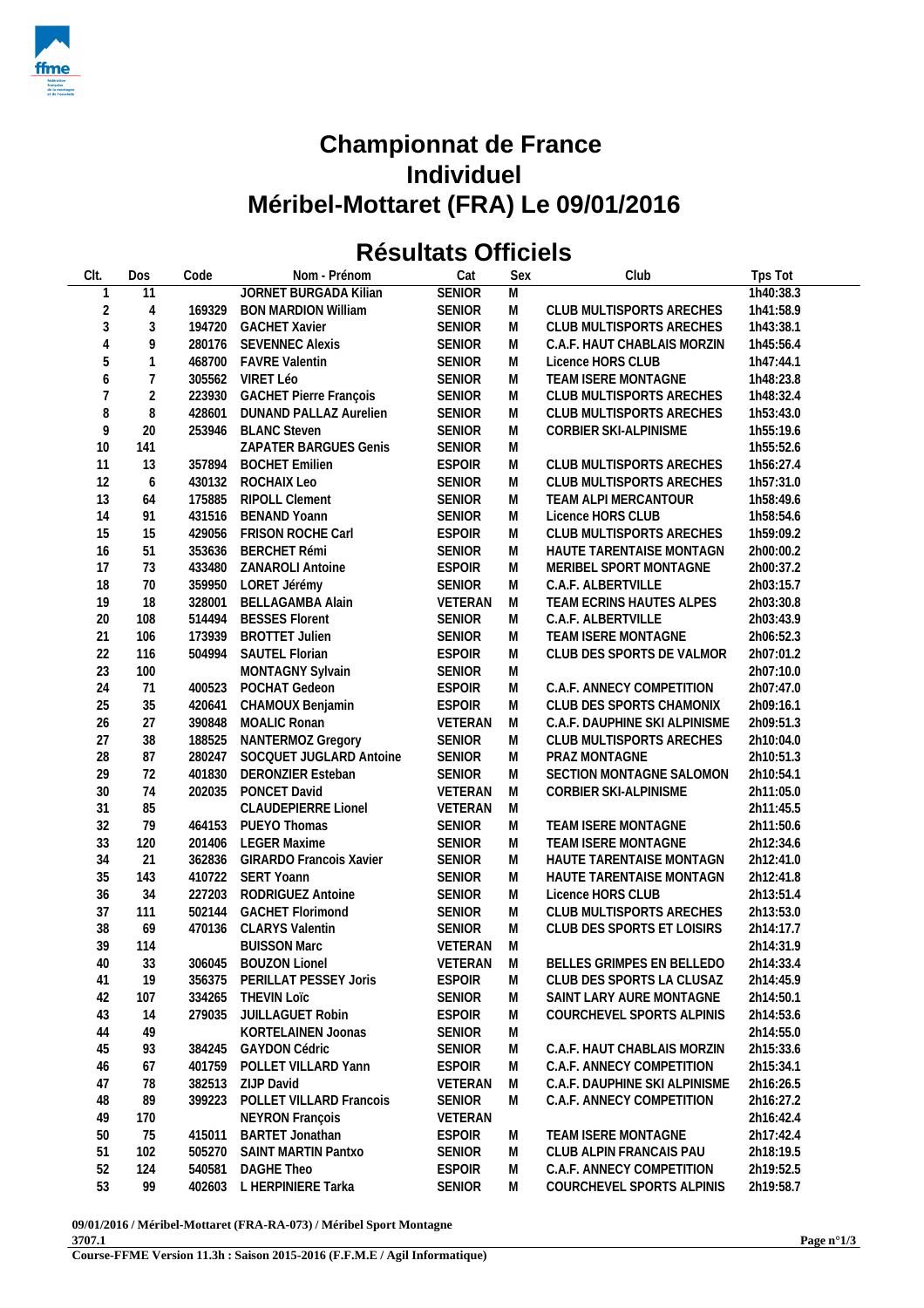# Championnat de France
# Individuel
# Méribel-Mottaret (FRA) Le 09/01/2016

## Résultats Officiels

| Clt. | Dos | Code | Nom - Prénom | Cat | Sex | Club | Tps Tot |
|---|---|---|---|---|---|---|---|
| 1 | 11 | | JORNET BURGADA Kilian | SENIOR | M | | 1h40:38.3 |
| 2 | 4 | 169329 | BON MARDION William | SENIOR | M | CLUB MULTISPORTS ARECHES | 1h41:58.9 |
| 3 | 3 | 194720 | GACHET Xavier | SENIOR | M | CLUB MULTISPORTS ARECHES | 1h43:38.1 |
| 4 | 9 | 280176 | SEVENNEC Alexis | SENIOR | M | C.A.F. HAUT CHABLAIS MORZIN | 1h45:56.4 |
| 5 | 1 | 468700 | FAVRE Valentin | SENIOR | M | Licence HORS CLUB | 1h47:44.1 |
| 6 | 7 | 305562 | VIRET Léo | SENIOR | M | TEAM ISERE MONTAGNE | 1h48:23.8 |
| 7 | 2 | 223930 | GACHET Pierre François | SENIOR | M | CLUB MULTISPORTS ARECHES | 1h48:32.4 |
| 8 | 8 | 428601 | DUNAND PALLAZ Aurelien | SENIOR | M | CLUB MULTISPORTS ARECHES | 1h53:43.0 |
| 9 | 20 | 253946 | BLANC Steven | SENIOR | M | CORBIER SKI-ALPINISME | 1h55:19.6 |
| 10 | 141 | | ZAPATER BARGUES Genis | SENIOR | M | | 1h55:52.6 |
| 11 | 13 | 357894 | BOCHET Emilien | ESPOIR | M | CLUB MULTISPORTS ARECHES | 1h56:27.4 |
| 12 | 6 | 430132 | ROCHAIX Leo | SENIOR | M | CLUB MULTISPORTS ARECHES | 1h57:31.0 |
| 13 | 64 | 175885 | RIPOLL Clement | SENIOR | M | TEAM ALPI MERCANTOUR | 1h58:49.6 |
| 14 | 91 | 431516 | BENAND Yoann | SENIOR | M | Licence HORS CLUB | 1h58:54.6 |
| 15 | 15 | 429056 | FRISON ROCHE Carl | ESPOIR | M | CLUB MULTISPORTS ARECHES | 1h59:09.2 |
| 16 | 51 | 353636 | BERCHET Rémi | SENIOR | M | HAUTE TARENTAISE MONTAGN | 2h00:00.2 |
| 17 | 73 | 433480 | ZANAROLI Antoine | ESPOIR | M | MERIBEL SPORT MONTAGNE | 2h00:37.2 |
| 18 | 70 | 359950 | LORET Jérémy | SENIOR | M | C.A.F. ALBERTVILLE | 2h03:15.7 |
| 19 | 18 | 328001 | BELLAGAMBA Alain | VETERAN | M | TEAM ECRINS HAUTES ALPES | 2h03:30.8 |
| 20 | 108 | 514494 | BESSES Florent | SENIOR | M | C.A.F. ALBERTVILLE | 2h03:43.9 |
| 21 | 106 | 173939 | BROTTET Julien | SENIOR | M | TEAM ISERE MONTAGNE | 2h06:52.3 |
| 22 | 116 | 504994 | SAUTEL Florian | ESPOIR | M | CLUB DES SPORTS DE VALMOR | 2h07:01.2 |
| 23 | 100 | | MONTAGNY Sylvain | SENIOR | M | | 2h07:10.0 |
| 24 | 71 | 400523 | POCHAT Gedeon | ESPOIR | M | C.A.F. ANNECY COMPETITION | 2h07:47.0 |
| 25 | 35 | 420641 | CHAMOUX Benjamin | ESPOIR | M | CLUB DES SPORTS CHAMONIX | 2h09:16.1 |
| 26 | 27 | 390848 | MOALIC Ronan | VETERAN | M | C.A.F. DAUPHINE SKI ALPINISME | 2h09:51.3 |
| 27 | 38 | 188525 | NANTERMOZ Gregory | SENIOR | M | CLUB MULTISPORTS ARECHES | 2h10:04.0 |
| 28 | 87 | 280247 | SOCQUET JUGLARD Antoine | SENIOR | M | PRAZ MONTAGNE | 2h10:51.3 |
| 29 | 72 | 401830 | DERONZIER Esteban | SENIOR | M | SECTION MONTAGNE SALOMON | 2h10:54.1 |
| 30 | 74 | 202035 | PONCET David | VETERAN | M | CORBIER SKI-ALPINISME | 2h11:05.0 |
| 31 | 85 | | CLAUDEPIERRE Lionel | VETERAN | M | | 2h11:45.5 |
| 32 | 79 | 464153 | PUEYO Thomas | SENIOR | M | TEAM ISERE MONTAGNE | 2h11:50.6 |
| 33 | 120 | 201406 | LEGER Maxime | SENIOR | M | TEAM ISERE MONTAGNE | 2h12:34.6 |
| 34 | 21 | 362836 | GIRARDO Francois Xavier | SENIOR | M | HAUTE TARENTAISE MONTAGN | 2h12:41.0 |
| 35 | 143 | 410722 | SERT Yoann | SENIOR | M | HAUTE TARENTAISE MONTAGN | 2h12:41.8 |
| 36 | 34 | 227203 | RODRIGUEZ Antoine | SENIOR | M | Licence HORS CLUB | 2h13:51.4 |
| 37 | 111 | 502144 | GACHET Florimond | SENIOR | M | CLUB MULTISPORTS ARECHES | 2h13:53.0 |
| 38 | 69 | 470136 | CLARYS Valentin | SENIOR | M | CLUB DES SPORTS ET LOISIRS | 2h14:17.7 |
| 39 | 114 | | BUISSON Marc | VETERAN | M | | 2h14:31.9 |
| 40 | 33 | 306045 | BOUZON Lionel | VETERAN | M | BELLES GRIMPES EN BELLEDO | 2h14:33.4 |
| 41 | 19 | 356375 | PERILLAT PESSEY Joris | ESPOIR | M | CLUB DES SPORTS LA CLUSAZ | 2h14:45.9 |
| 42 | 107 | 334265 | THEVIN Loïc | SENIOR | M | SAINT LARY AURE MONTAGNE | 2h14:50.1 |
| 43 | 14 | 279035 | JUILLAGUET Robin | ESPOIR | M | COURCHEVEL SPORTS ALPINIS | 2h14:53.6 |
| 44 | 49 | | KORTELAINEN Joonas | SENIOR | M | | 2h14:55.0 |
| 45 | 93 | 384245 | GAYDON Cédric | SENIOR | M | C.A.F. HAUT CHABLAIS MORZIN | 2h15:33.6 |
| 46 | 67 | 401759 | POLLET VILLARD Yann | ESPOIR | M | C.A.F. ANNECY COMPETITION | 2h15:34.1 |
| 47 | 78 | 382513 | ZIJP David | VETERAN | M | C.A.F. DAUPHINE SKI ALPINISME | 2h16:26.5 |
| 48 | 89 | 399223 | POLLET VILLARD Francois | SENIOR | M | C.A.F. ANNECY COMPETITION | 2h16:27.2 |
| 49 | 170 | | NEYRON François | VETERAN | | | 2h16:42.4 |
| 50 | 75 | 415011 | BARTET Jonathan | ESPOIR | M | TEAM ISERE MONTAGNE | 2h17:42.4 |
| 51 | 102 | 505270 | SAINT MARTIN Pantxo | SENIOR | M | CLUB ALPIN FRANCAIS PAU | 2h18:19.5 |
| 52 | 124 | 540581 | DAGHE Theo | ESPOIR | M | C.A.F. ANNECY COMPETITION | 2h19:52.5 |
| 53 | 99 | 402603 | L HERPINIERE Tarka | SENIOR | M | COURCHEVEL SPORTS ALPINIS | 2h19:58.7 |

09/01/2016 / Méribel-Mottaret (FRA-RA-073) / Méribel Sport Montagne
3707.1
Course-FFME Version 11.3h : Saison 2015-2016 (F.F.M.E / Agil Informatique)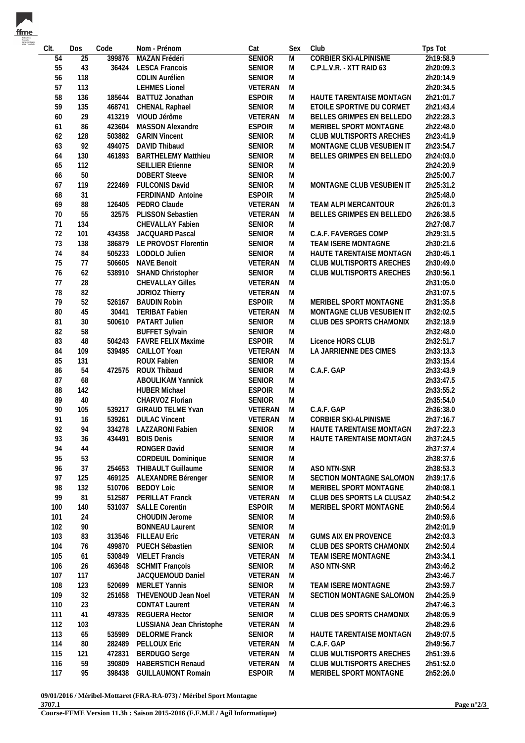| Clt. | Dos | Code | Nom - Prénom | Cat | Sex | Club | Tps Tot |
|---|---|---|---|---|---|---|---|
| 54 | 25 | 399876 | MAZAN Frédéri | SENIOR | M | CORBIER SKI-ALPINISME | 2h19:58.9 |
| 55 | 43 | 36424 | LESCA Francois | SENIOR | M | C.P.L.V.R. - XTT RAID 63 | 2h20:09.3 |
| 56 | 118 | | COLIN Aurélien | SENIOR | M | | 2h20:14.9 |
| 57 | 113 | | LEHMES Lionel | VETERAN | M | | 2h20:34.5 |
| 58 | 136 | 185644 | BATTUZ Jonathan | ESPOIR | M | HAUTE TARENTAISE MONTAGN | 2h21:01.7 |
| 59 | 135 | 468741 | CHENAL Raphael | SENIOR | M | ETOILE SPORTIVE DU CORMET | 2h21:43.4 |
| 60 | 29 | 413219 | VIOUD Jérôme | VETERAN | M | BELLES GRIMPES EN BELLEDO | 2h22:28.3 |
| 61 | 86 | 423604 | MASSON Alexandre | ESPOIR | M | MERIBEL SPORT MONTAGNE | 2h22:48.0 |
| 62 | 128 | 503882 | GARIN Vincent | SENIOR | M | CLUB MULTISPORTS ARECHES | 2h23:41.9 |
| 63 | 92 | 494075 | DAVID Thibaud | SENIOR | M | MONTAGNE CLUB VESUBIEN IT | 2h23:54.7 |
| 64 | 130 | 461893 | BARTHELEMY Matthieu | SENIOR | M | BELLES GRIMPES EN BELLEDO | 2h24:03.0 |
| 65 | 112 | | SEILLIER Etienne | SENIOR | M | | 2h24:20.9 |
| 66 | 50 | | DOBERT Steeve | SENIOR | M | | 2h25:00.7 |
| 67 | 119 | 222469 | FULCONIS David | SENIOR | M | MONTAGNE CLUB VESUBIEN IT | 2h25:31.2 |
| 68 | 31 | | FERDINAND Antoine | ESPOIR | M | | 2h25:48.0 |
| 69 | 88 | 126405 | PEDRO Claude | VETERAN | M | TEAM ALPI MERCANTOUR | 2h26:01.3 |
| 70 | 55 | 32575 | PLISSON Sebastien | VETERAN | M | BELLES GRIMPES EN BELLEDO | 2h26:38.5 |
| 71 | 134 | | CHEVALLAY Fabien | SENIOR | M | | 2h27:08.7 |
| 72 | 101 | 434358 | JACQUARD Pascal | SENIOR | M | C.A.F. FAVERGES COMP | 2h29:31.5 |
| 73 | 138 | 386879 | LE PROVOST Florentin | SENIOR | M | TEAM ISERE MONTAGNE | 2h30:21.6 |
| 74 | 84 | 505233 | LODOLO Julien | SENIOR | M | HAUTE TARENTAISE MONTAGN | 2h30:45.1 |
| 75 | 77 | 506605 | NAVE Benoit | VETERAN | M | CLUB MULTISPORTS ARECHES | 2h30:49.0 |
| 76 | 62 | 538910 | SHAND Christopher | SENIOR | M | CLUB MULTISPORTS ARECHES | 2h30:56.1 |
| 77 | 28 | | CHEVALLAY Gilles | VETERAN | M | | 2h31:05.0 |
| 78 | 82 | | JORIOZ Thierry | VETERAN | M | | 2h31:07.5 |
| 79 | 52 | 526167 | BAUDIN Robin | ESPOIR | M | MERIBEL SPORT MONTAGNE | 2h31:35.8 |
| 80 | 45 | 30441 | TERIBAT Fabien | VETERAN | M | MONTAGNE CLUB VESUBIEN IT | 2h32:02.5 |
| 81 | 30 | 500610 | PATART Julien | SENIOR | M | CLUB DES SPORTS CHAMONIX | 2h32:18.9 |
| 82 | 58 | | BUFFET Sylvain | SENIOR | M | | 2h32:48.0 |
| 83 | 48 | 504243 | FAVRE FELIX Maxime | ESPOIR | M | Licence HORS CLUB | 2h32:51.7 |
| 84 | 109 | 539495 | CAILLOT Yoan | VETERAN | M | LA JARRIENNE DES CIMES | 2h33:13.3 |
| 85 | 131 | | ROUX Fabien | SENIOR | M | | 2h33:15.4 |
| 86 | 54 | 472575 | ROUX Thibaud | SENIOR | M | C.A.F. GAP | 2h33:43.9 |
| 87 | 68 | | ABOULIKAM Yannick | SENIOR | M | | 2h33:47.5 |
| 88 | 142 | | HUBER Michael | ESPOIR | M | | 2h33:55.2 |
| 89 | 40 | | CHARVOZ Florian | SENIOR | M | | 2h35:54.0 |
| 90 | 105 | 539217 | GIRAUD TELME Yvan | VETERAN | M | C.A.F. GAP | 2h36:38.0 |
| 91 | 16 | 539261 | DULAC Vincent | VETERAN | M | CORBIER SKI-ALPINISME | 2h37:16.7 |
| 92 | 94 | 334278 | LAZZARONI Fabien | SENIOR | M | HAUTE TARENTAISE MONTAGN | 2h37:22.3 |
| 93 | 36 | 434491 | BOIS Denis | SENIOR | M | HAUTE TARENTAISE MONTAGN | 2h37:24.5 |
| 94 | 44 | | RONGER David | SENIOR | M | | 2h37:37.4 |
| 95 | 53 | | CORDEUIL Dominique | SENIOR | M | | 2h38:37.6 |
| 96 | 37 | 254653 | THIBAULT Guillaume | SENIOR | M | ASO NTN-SNR | 2h38:53.3 |
| 97 | 125 | 469125 | ALEXANDRE Bérenger | SENIOR | M | SECTION MONTAGNE SALOMON | 2h39:17.6 |
| 98 | 132 | 510706 | BEDOY Loic | SENIOR | M | MERIBEL SPORT MONTAGNE | 2h40:08.1 |
| 99 | 81 | 512587 | PERILLAT Franck | VETERAN | M | CLUB DES SPORTS LA CLUSAZ | 2h40:54.2 |
| 100 | 140 | 531037 | SALLE Corentin | ESPOIR | M | MERIBEL SPORT MONTAGNE | 2h40:56.4 |
| 101 | 24 | | CHOUDIN Jerome | SENIOR | M | | 2h40:59.6 |
| 102 | 90 | | BONNEAU Laurent | SENIOR | M | | 2h42:01.9 |
| 103 | 83 | 313546 | FILLEAU Eric | VETERAN | M | GUMS AIX EN PROVENCE | 2h42:03.3 |
| 104 | 76 | 499870 | PUECH Sébastien | SENIOR | M | CLUB DES SPORTS CHAMONIX | 2h42:50.4 |
| 105 | 61 | 530849 | VIELET Francis | VETERAN | M | TEAM ISERE MONTAGNE | 2h43:34.1 |
| 106 | 26 | 463648 | SCHMIT François | SENIOR | M | ASO NTN-SNR | 2h43:46.2 |
| 107 | 117 | | JACQUEMOUD Daniel | VETERAN | M | | 2h43:46.7 |
| 108 | 123 | 520699 | MERLET Yannis | SENIOR | M | TEAM ISERE MONTAGNE | 2h43:59.7 |
| 109 | 32 | 251658 | THEVENOUD Jean Noel | VETERAN | M | SECTION MONTAGNE SALOMON | 2h44:25.9 |
| 110 | 23 | | CONTAT Laurent | VETERAN | M | | 2h47:46.3 |
| 111 | 41 | 497835 | REGUERA Hector | SENIOR | M | CLUB DES SPORTS CHAMONIX | 2h48:05.9 |
| 112 | 103 | | LUSSIANA Jean Christophe | VETERAN | M | | 2h48:29.6 |
| 113 | 65 | 535989 | DELORME Franck | SENIOR | M | HAUTE TARENTAISE MONTAGN | 2h49:07.5 |
| 114 | 80 | 282489 | PELLOUX Eric | VETERAN | M | C.A.F. GAP | 2h49:56.7 |
| 115 | 121 | 472831 | BERDUGO Serge | VETERAN | M | CLUB MULTISPORTS ARECHES | 2h51:39.6 |
| 116 | 59 | 390809 | HABERSTICH Renaud | VETERAN | M | CLUB MULTISPORTS ARECHES | 2h51:52.0 |
| 117 | 95 | 398438 | GUILLAUMONT Romain | ESPOIR | M | MERIBEL SPORT MONTAGNE | 2h52:26.0 |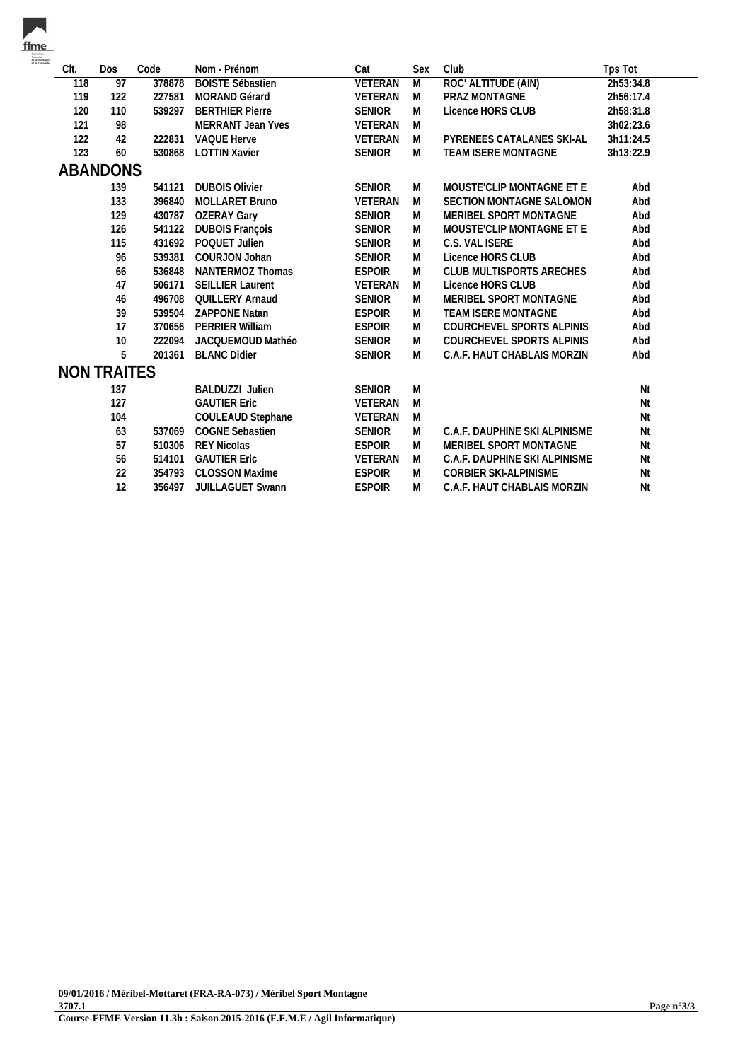| Clt. | Dos | Code | Nom - Prénom | Cat | Sex | Club | Tps Tot |
|---|---|---|---|---|---|---|---|
| 118 | 97 | 378878 | BOISTE Sébastien | VETERAN | M | ROC' ALTITUDE (AIN) | 2h53:34.8 |
| 119 | 122 | 227581 | MORAND Gérard | VETERAN | M | PRAZ MONTAGNE | 2h56:17.4 |
| 120 | 110 | 539297 | BERTHIER Pierre | SENIOR | M | Licence HORS CLUB | 2h58:31.8 |
| 121 | 98 | | MERRANT Jean Yves | VETERAN | M | | 3h02:23.6 |
| 122 | 42 | 222831 | VAQUE Herve | VETERAN | M | PYRENEES CATALANES SKI-AL | 3h11:24.5 |
| 123 | 60 | 530868 | LOTTIN Xavier | SENIOR | M | TEAM ISERE MONTAGNE | 3h13:22.9 |

## ABANDONS

| Clt. | Dos | Code | Nom - Prénom | Cat | Sex | Club | Tps Tot |
|---|---|---|---|---|---|---|---|
| | 139 | 541121 | DUBOIS Olivier | SENIOR | M | MOUSTE'CLIP MONTAGNE ET E | Abd |
| | 133 | 396840 | MOLLARET Bruno | VETERAN | M | SECTION MONTAGNE SALOMON | Abd |
| | 129 | 430787 | OZERAY Gary | SENIOR | M | MERIBEL SPORT MONTAGNE | Abd |
| | 126 | 541122 | DUBOIS François | SENIOR | M | MOUSTE'CLIP MONTAGNE ET E | Abd |
| | 115 | 431692 | POQUET Julien | SENIOR | M | C.S. VAL ISERE | Abd |
| | 96 | 539381 | COURJON Johan | SENIOR | M | Licence HORS CLUB | Abd |
| | 66 | 536848 | NANTERMOZ Thomas | ESPOIR | M | CLUB MULTISPORTS ARECHES | Abd |
| | 47 | 506171 | SEILLIER Laurent | VETERAN | M | Licence HORS CLUB | Abd |
| | 46 | 496708 | QUILLERY Arnaud | SENIOR | M | MERIBEL SPORT MONTAGNE | Abd |
| | 39 | 539504 | ZAPPONE Natan | ESPOIR | M | TEAM ISERE MONTAGNE | Abd |
| | 17 | 370656 | PERRIER William | ESPOIR | M | COURCHEVEL SPORTS ALPINIS | Abd |
| | 10 | 222094 | JACQUEMOUD Mathéo | SENIOR | M | COURCHEVEL SPORTS ALPINIS | Abd |
| | 5 | 201361 | BLANC Didier | SENIOR | M | C.A.F. HAUT CHABLAIS MORZIN | Abd |

## NON TRAITES

| Clt. | Dos | Code | Nom - Prénom | Cat | Sex | Club | Tps Tot |
|---|---|---|---|---|---|---|---|
| | 137 | | BALDUZZI Julien | SENIOR | M | | Nt |
| | 127 | | GAUTIER Eric | VETERAN | M | | Nt |
| | 104 | | COULEAUD Stephane | VETERAN | M | | Nt |
| | 63 | 537069 | COGNE Sebastien | SENIOR | M | C.A.F. DAUPHINE SKI ALPINISME | Nt |
| | 57 | 510306 | REY Nicolas | ESPOIR | M | MERIBEL SPORT MONTAGNE | Nt |
| | 56 | 514101 | GAUTIER Eric | VETERAN | M | C.A.F. DAUPHINE SKI ALPINISME | Nt |
| | 22 | 354793 | CLOSSON Maxime | ESPOIR | M | CORBIER SKI-ALPINISME | Nt |
| | 12 | 356497 | JUILLAGUET Swann | ESPOIR | M | C.A.F. HAUT CHABLAIS MORZIN | Nt |

**09/01/2016 / Méribel-Mottaret (FRA-RA-073) / Méribel Sport Montagne**

**3707.1**

**Course-FFME Version 11.3h : Saison 2015-2016 (F.F.M.E / Agil Informatique)**